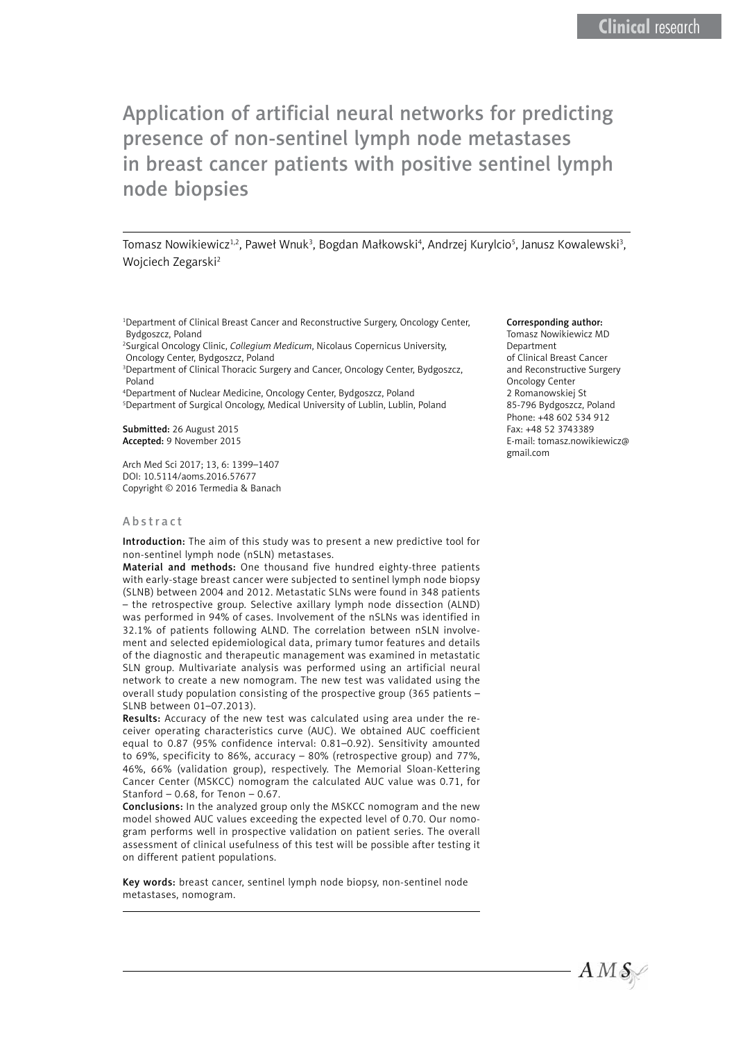# Application of artificial neural networks for predicting presence of non-sentinel lymph node metastases in breast cancer patients with positive sentinel lymph node biopsies

Tomasz Nowikiewicz[1,2], Paweł Wnuk[3], Bogdan Małkowski[4], Andrzej Kurylcio[5], Janusz Kowalewski[3], Wojciech Zegarski[2]

[1]Department of Clinical Breast Cancer and Reconstructive Surgery, Oncology Center, Bydgoszcz, Poland
[2]Surgical Oncology Clinic, *Collegium Medicum*, Nicolaus Copernicus University, Oncology Center, Bydgoszcz, Poland
[3]Department of Clinical Thoracic Surgery and Cancer, Oncology Center, Bydgoszcz, Poland
[4]Department of Nuclear Medicine, Oncology Center, Bydgoszcz, Poland
[5]Department of Surgical Oncology, Medical University of Lublin, Lublin, Poland

**Submitted:** 26 August 2015
**Accepted:** 9 November 2015

Arch Med Sci 2017; 13, 6: 1399–1407
DOI: 10.5114/aoms.2016.57677
Copyright © 2016 Termedia & Banach

**Corresponding author:**
Tomasz Nowikiewicz MD
Department
of Clinical Breast Cancer
and Reconstructive Surgery
Oncology Center
2 Romanowskiej St
85-796 Bydgoszcz, Poland
Phone: +48 602 534 912
Fax: +48 52 3743389
E-mail: tomasz.nowikiewicz@gmail.com

## Abstract

**Introduction:** The aim of this study was to present a new predictive tool for non-sentinel lymph node (nSLN) metastases.

**Material and methods:** One thousand five hundred eighty-three patients with early-stage breast cancer were subjected to sentinel lymph node biopsy (SLNB) between 2004 and 2012. Metastatic SLNs were found in 348 patients – the retrospective group. Selective axillary lymph node dissection (ALND) was performed in 94% of cases. Involvement of the nSLNs was identified in 32.1% of patients following ALND. The correlation between nSLN involvement and selected epidemiological data, primary tumor features and details of the diagnostic and therapeutic management was examined in metastatic SLN group. Multivariate analysis was performed using an artificial neural network to create a new nomogram. The new test was validated using the overall study population consisting of the prospective group (365 patients – SLNB between 01–07.2013).

**Results:** Accuracy of the new test was calculated using area under the receiver operating characteristics curve (AUC). We obtained AUC coefficient equal to 0.87 (95% confidence interval: 0.81–0.92). Sensitivity amounted to 69%, specificity to 86%, accuracy – 80% (retrospective group) and 77%, 46%, 66% (validation group), respectively. The Memorial Sloan-Kettering Cancer Center (MSKCC) nomogram the calculated AUC value was 0.71, for Stanford – 0.68, for Tenon – 0.67.

**Conclusions:** In the analyzed group only the MSKCC nomogram and the new model showed AUC values exceeding the expected level of 0.70. Our nomogram performs well in prospective validation on patient series. The overall assessment of clinical usefulness of this test will be possible after testing it on different patient populations.

**Key words:** breast cancer, sentinel lymph node biopsy, non-sentinel node metastases, nomogram.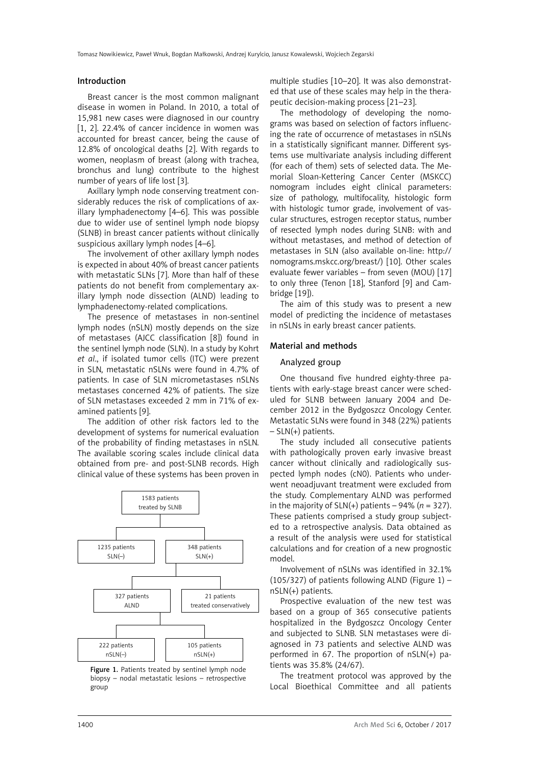## Introduction

Breast cancer is the most common malignant disease in women in Poland. In 2010, a total of 15,981 new cases were diagnosed in our country [1, 2]. 22.4% of cancer incidence in women was accounted for breast cancer, being the cause of 12.8% of oncological deaths [2]. With regards to women, neoplasm of breast (along with trachea, bronchus and lung) contribute to the highest number of years of life lost [3].

Axillary lymph node conserving treatment considerably reduces the risk of complications of axillary lymphadenectomy [4–6]. This was possible due to wider use of sentinel lymph node biopsy (SLNB) in breast cancer patients without clinically suspicious axillary lymph nodes [4–6].

The involvement of other axillary lymph nodes is expected in about 40% of breast cancer patients with metastatic SLNs [7]. More than half of these patients do not benefit from complementary axillary lymph node dissection (ALND) leading to lymphadenectomy-related complications.

The presence of metastases in non-sentinel lymph nodes (nSLN) mostly depends on the size of metastases (AJCC classification [8]) found in the sentinel lymph node (SLN). In a study by Kohrt *et al*., if isolated tumor cells (ITC) were prezent in SLN, metastatic nSLNs were found in 4.7% of patients. In case of SLN micrometastases nSLNs metastases concerned 42% of patients. The size of SLN metastases exceeded 2 mm in 71% of examined patients [9].

The addition of other risk factors led to the development of systems for numerical evaluation of the probability of finding metastases in nSLN. The available scoring scales include clinical data obtained from pre- and post-SLNB records. High clinical value of these systems has been proven in multiple studies [10–20]. It was also demonstrated that use of these scales may help in the therapeutic decision-making process [21–23].

**Figure 1.** Patients treated by sentinel lymph node biopsy – nodal metastatic lesions – retrospective group

The methodology of developing the nomograms was based on selection of factors influencing the rate of occurrence of metastases in nSLNs in a statistically significant manner. Different systems use multivariate analysis including different (for each of them) sets of selected data. The Memorial Sloan-Kettering Cancer Center (MSKCC) nomogram includes eight clinical parameters: size of pathology, multifocality, histologic form with histologic tumor grade, involvement of vascular structures, estrogen receptor status, number of resected lymph nodes during SLNB: with and without metastases, and method of detection of metastases in SLN (also available on-line: http://nomograms.mskcc.org/breast/) [10]. Other scales evaluate fewer variables – from seven (MOU) [17] to only three (Tenon [18], Stanford [9] and Cambridge [19]).

The aim of this study was to present a new model of predicting the incidence of metastases in nSLNs in early breast cancer patients.

## Material and methods

### Analyzed group

One thousand five hundred eighty-three patients with early-stage breast cancer were scheduled for SLNB between January 2004 and December 2012 in the Bydgoszcz Oncology Center. Metastatic SLNs were found in 348 (22%) patients – SLN(+) patients.

The study included all consecutive patients with pathologically proven early invasive breast cancer without clinically and radiologically suspected lymph nodes (cN0). Patients who underwent neoadjuvant treatment were excluded from the study. Complementary ALND was performed in the majority of SLN(+) patients – 94% ($n$ = 327). These patients comprised a study group subjected to a retrospective analysis. Data obtained as a result of the analysis were used for statistical calculations and for creation of a new prognostic model.

Involvement of nSLNs was identified in 32.1% (105/327) of patients following ALND (Figure 1) – nSLN(+) patients.

Prospective evaluation of the new test was based on a group of 365 consecutive patients hospitalized in the Bydgoszcz Oncology Center and subjected to SLNB. SLN metastases were diagnosed in 73 patients and selective ALND was performed in 67. The proportion of nSLN(+) patients was 35.8% (24/67).

The treatment protocol was approved by the Local Bioethical Committee and all patients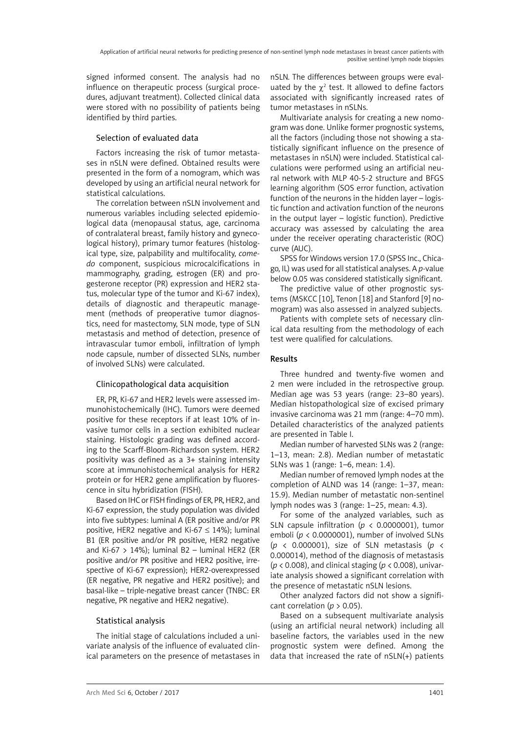signed informed consent. The analysis had no influence on therapeutic process (surgical procedures, adjuvant treatment). Collected clinical data were stored with no possibility of patients being identified by third parties.

### Selection of evaluated data

Factors increasing the risk of tumor metastases in nSLN were defined. Obtained results were presented in the form of a nomogram, which was developed by using an artificial neural network for statistical calculations.

The correlation between nSLN involvement and numerous variables including selected epidemiological data (menopausal status, age, carcinoma of contralateral breast, family history and gynecological history), primary tumor features (histological type, size, palpability and multifocality, *comedo* component, suspicious microcalcifications in mammography, grading, estrogen (ER) and progesterone receptor (PR) expression and HER2 status, molecular type of the tumor and Ki-67 index), details of diagnostic and therapeutic management (methods of preoperative tumor diagnostics, need for mastectomy, SLN mode, type of SLN metastasis and method of detection, presence of intravascular tumor emboli, infiltration of lymph node capsule, number of dissected SLNs, number of involved SLNs) were calculated.

### Clinicopathological data acquisition

ER, PR, Ki-67 and HER2 levels were assessed immunohistochemically (IHC). Tumors were deemed positive for these receptors if at least 10% of invasive tumor cells in a section exhibited nuclear staining. Histologic grading was defined according to the Scarff-Bloom-Richardson system. HER2 positivity was defined as a 3+ staining intensity score at immunohistochemical analysis for HER2 protein or for HER2 gene amplification by fluorescence in situ hybridization (FISH).

Based on IHC or FISH findings of ER, PR, HER2, and Ki-67 expression, the study population was divided into five subtypes: luminal A (ER positive and/or PR positive, HER2 negative and Ki-67 $\leq$ 14%); luminal B1 (ER positive and/or PR positive, HER2 negative and Ki-67 > 14%); luminal B2 – luminal HER2 (ER positive and/or PR positive and HER2 positive, irrespective of Ki-67 expression); HER2-overexpressed (ER negative, PR negative and HER2 positive); and basal-like – triple-negative breast cancer (TNBC: ER negative, PR negative and HER2 negative).

### Statistical analysis

The initial stage of calculations included a univariate analysis of the influence of evaluated clinical parameters on the presence of metastases in nSLN. The differences between groups were evaluated by the $\chi^2$ test. It allowed to define factors associated with significantly increased rates of tumor metastases in nSLNs.

Multivariate analysis for creating a new nomogram was done. Unlike former prognostic systems, all the factors (including those not showing a statistically significant influence on the presence of metastases in nSLN) were included. Statistical calculations were performed using an artificial neural network with MLP 40-5-2 structure and BFGS learning algorithm (SOS error function, activation function of the neurons in the hidden layer – logistic function and activation function of the neurons in the output layer – logistic function). Predictive accuracy was assessed by calculating the area under the receiver operating characteristic (ROC) curve (AUC).

SPSS for Windows version 17.0 (SPSS Inc., Chicago, IL) was used for all statistical analyses. A *p*-value below 0.05 was considered statistically significant.

The predictive value of other prognostic systems (MSKCC [10], Tenon [18] and Stanford [9] nomogram) was also assessed in analyzed subjects.

Patients with complete sets of necessary clinical data resulting from the methodology of each test were qualified for calculations.

## Results

Three hundred and twenty-five women and 2 men were included in the retrospective group. Median age was 53 years (range: 23–80 years). Median histopathological size of excised primary invasive carcinoma was 21 mm (range: 4–70 mm). Detailed characteristics of the analyzed patients are presented in Table I.

Median number of harvested SLNs was 2 (range: 1–13, mean: 2.8). Median number of metastatic SLNs was 1 (range: 1–6, mean: 1.4).

Median number of removed lymph nodes at the completion of ALND was 14 (range: 1–37, mean: 15.9). Median number of metastatic non-sentinel lymph nodes was 3 (range: 1–25, mean: 4.3).

For some of the analyzed variables, such as SLN capsule infiltration ($p$ < 0.0000001), tumor emboli ($p$ < 0.0000001), number of involved SLNs ($p$ < 0.000001), size of SLN metastasis ($p$ < 0.000014), method of the diagnosis of metastasis ($p$ < 0.008), and clinical staging ($p$ < 0.008), univariate analysis showed a significant correlation with the presence of metastatic nSLN lesions.

Other analyzed factors did not show a significant correlation ($p$ > 0.05).

Based on a subsequent multivariate analysis (using an artificial neural network) including all baseline factors, the variables used in the new prognostic system were defined. Among the data that increased the rate of nSLN(+) patients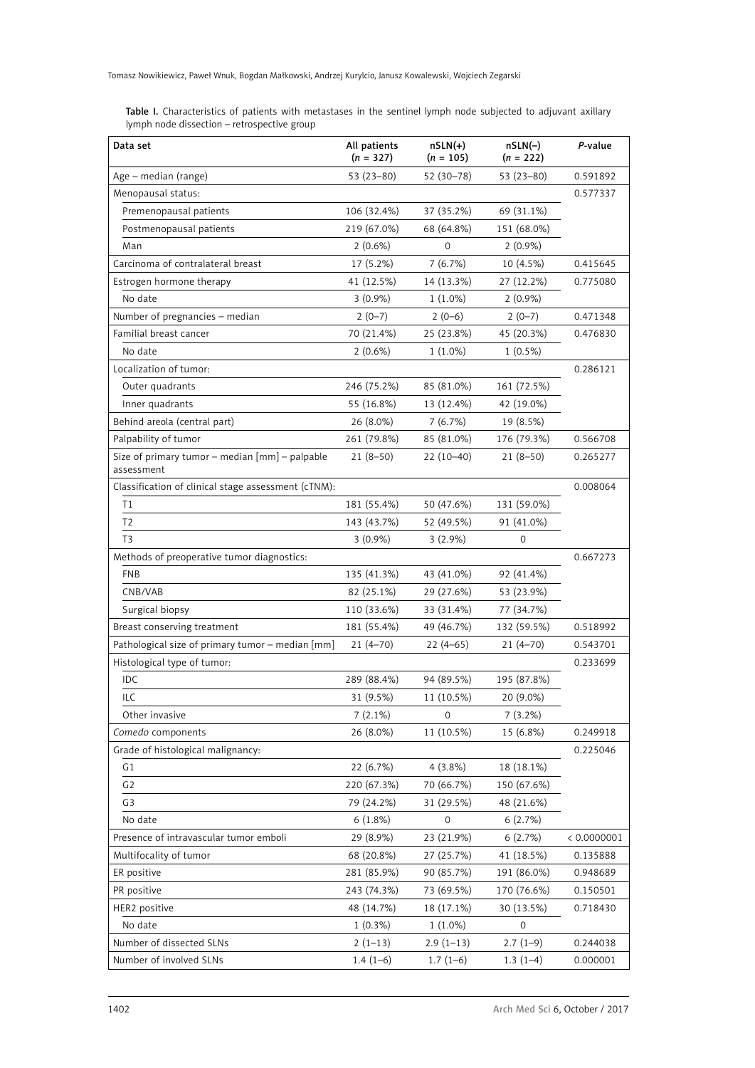**Table I.** Characteristics of patients with metastases in the sentinel lymph node subjected to adjuvant axillary lymph node dissection – retrospective group

| Data set | All patients (*n* = 327) | nSLN(+) (*n* = 105) | nSLN(–) (*n* = 222) | *P*-value |
|---|---|---|---|---|
| Age – median (range) | 53 (23–80) | 52 (30–78) | 53 (23–80) | 0.591892 |
| Menopausal status: | | | | 0.577337 |
| Premenopausal patients | 106 (32.4%) | 37 (35.2%) | 69 (31.1%) | |
| Postmenopausal patients | 219 (67.0%) | 68 (64.8%) | 151 (68.0%) | |
| Man | 2 (0.6%) | 0 | 2 (0.9%) | |
| Carcinoma of contralateral breast | 17 (5.2%) | 7 (6.7%) | 10 (4.5%) | 0.415645 |
| Estrogen hormone therapy | 41 (12.5%) | 14 (13.3%) | 27 (12.2%) | 0.775080 |
| No date | 3 (0.9%) | 1 (1.0%) | 2 (0.9%) | |
| Number of pregnancies – median | 2 (0–7) | 2 (0–6) | 2 (0–7) | 0.471348 |
| Familial breast cancer | 70 (21.4%) | 25 (23.8%) | 45 (20.3%) | 0.476830 |
| No date | 2 (0.6%) | 1 (1.0%) | 1 (0.5%) | |
| Localization of tumor: | | | | 0.286121 |
| Outer quadrants | 246 (75.2%) | 85 (81.0%) | 161 (72.5%) | |
| Inner quadrants | 55 (16.8%) | 13 (12.4%) | 42 (19.0%) | |
| Behind areola (central part) | 26 (8.0%) | 7 (6.7%) | 19 (8.5%) | |
| Palpability of tumor | 261 (79.8%) | 85 (81.0%) | 176 (79.3%) | 0.566708 |
| Size of primary tumor – median [mm] – palpable assessment | 21 (8–50) | 22 (10–40) | 21 (8–50) | 0.265277 |
| Classification of clinical stage assessment (cTNM): | | | | 0.008064 |
| T1 | 181 (55.4%) | 50 (47.6%) | 131 (59.0%) | |
| T2 | 143 (43.7%) | 52 (49.5%) | 91 (41.0%) | |
| T3 | 3 (0.9%) | 3 (2.9%) | 0 | |
| Methods of preoperative tumor diagnostics: | | | | 0.667273 |
| FNB | 135 (41.3%) | 43 (41.0%) | 92 (41.4%) | |
| CNB/VAB | 82 (25.1%) | 29 (27.6%) | 53 (23.9%) | |
| Surgical biopsy | 110 (33.6%) | 33 (31.4%) | 77 (34.7%) | |
| Breast conserving treatment | 181 (55.4%) | 49 (46.7%) | 132 (59.5%) | 0.518992 |
| Pathological size of primary tumor – median [mm] | 21 (4–70) | 22 (4–65) | 21 (4–70) | 0.543701 |
| Histological type of tumor: | | | | 0.233699 |
| IDC | 289 (88.4%) | 94 (89.5%) | 195 (87.8%) | |
| ILC | 31 (9.5%) | 11 (10.5%) | 20 (9.0%) | |
| Other invasive | 7 (2.1%) | 0 | 7 (3.2%) | |
| *Comedo* components | 26 (8.0%) | 11 (10.5%) | 15 (6.8%) | 0.249918 |
| Grade of histological malignancy: | | | | 0.225046 |
| G1 | 22 (6.7%) | 4 (3.8%) | 18 (18.1%) | |
| G2 | 220 (67.3%) | 70 (66.7%) | 150 (67.6%) | |
| G3 | 79 (24.2%) | 31 (29.5%) | 48 (21.6%) | |
| No date | 6 (1.8%) | 0 | 6 (2.7%) | |
| Presence of intravascular tumor emboli | 29 (8.9%) | 23 (21.9%) | 6 (2.7%) | < 0.0000001 |
| Multifocality of tumor | 68 (20.8%) | 27 (25.7%) | 41 (18.5%) | 0.135888 |
| ER positive | 281 (85.9%) | 90 (85.7%) | 191 (86.0%) | 0.948689 |
| PR positive | 243 (74.3%) | 73 (69.5%) | 170 (76.6%) | 0.150501 |
| HER2 positive | 48 (14.7%) | 18 (17.1%) | 30 (13.5%) | 0.718430 |
| No date | 1 (0.3%) | 1 (1.0%) | 0 | |
| Number of dissected SLNs | 2 (1–13) | 2.9 (1–13) | 2.7 (1–9) | 0.244038 |
| Number of involved SLNs | 1.4 (1–6) | 1.7 (1–6) | 1.3 (1–4) | 0.000001 |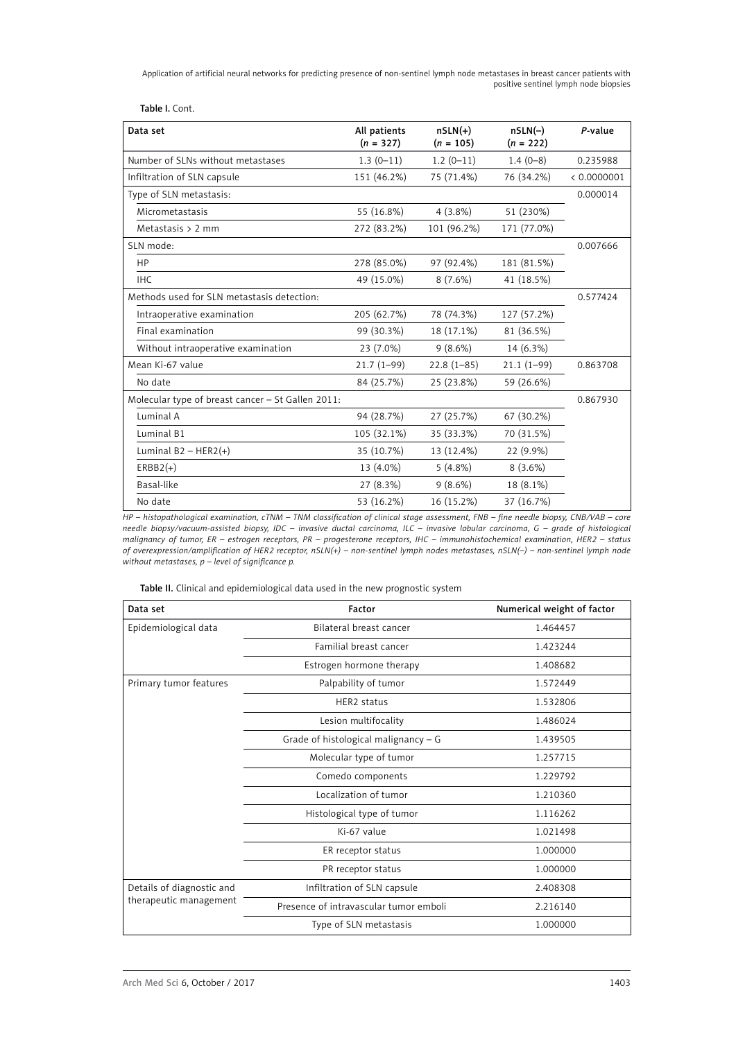Table I. Cont.

| Data set | All patients ($n$ = 327) | nSLN(+) ($n$ = 105) | nSLN(–) ($n$ = 222) | $P$-value |
|---|---|---|---|---|
| Number of SLNs without metastases | 1.3 (0–11) | 1.2 (0–11) | 1.4 (0–8) | 0.235988 |
| Infiltration of SLN capsule | 151 (46.2%) | 75 (71.4%) | 76 (34.2%) | < 0.0000001 |
| Type of SLN metastasis: | | | | 0.000014 |
| Micrometastasis | 55 (16.8%) | 4 (3.8%) | 51 (230%) | |
| Metastasis > 2 mm | 272 (83.2%) | 101 (96.2%) | 171 (77.0%) | |
| SLN mode: | | | | 0.007666 |
| HP | 278 (85.0%) | 97 (92.4%) | 181 (81.5%) | |
| IHC | 49 (15.0%) | 8 (7.6%) | 41 (18.5%) | |
| Methods used for SLN metastasis detection: | | | | 0.577424 |
| Intraoperative examination | 205 (62.7%) | 78 (74.3%) | 127 (57.2%) | |
| Final examination | 99 (30.3%) | 18 (17.1%) | 81 (36.5%) | |
| Without intraoperative examination | 23 (7.0%) | 9 (8.6%) | 14 (6.3%) | |
| Mean Ki-67 value | 21.7 (1–99) | 22.8 (1–85) | 21.1 (1–99) | 0.863708 |
| No date | 84 (25.7%) | 25 (23.8%) | 59 (26.6%) | |
| Molecular type of breast cancer – St Gallen 2011: | | | | 0.867930 |
| Luminal A | 94 (28.7%) | 27 (25.7%) | 67 (30.2%) | |
| Luminal B1 | 105 (32.1%) | 35 (33.3%) | 70 (31.5%) | |
| Luminal B2 – HER2(+) | 35 (10.7%) | 13 (12.4%) | 22 (9.9%) | |
| ERBB2(+) | 13 (4.0%) | 5 (4.8%) | 8 (3.6%) | |
| Basal-like | 27 (8.3%) | 9 (8.6%) | 18 (8.1%) | |
| No date | 53 (16.2%) | 16 (15.2%) | 37 (16.7%) | |

*HP – histopathological examination, cTNM – TNM classification of clinical stage assessment, FNB – fine needle biopsy, CNB/VAB – core needle biopsy/vacuum-assisted biopsy, IDC – invasive ductal carcinoma, ILC – invasive lobular carcinoma, G – grade of histological malignancy of tumor, ER – estrogen receptors, PR – progesterone receptors, IHC – immunohistochemical examination, HER2 – status of overexpression/amplification of HER2 receptor, nSLN(+) – non-sentinel lymph nodes metastases, nSLN(–) – non-sentinel lymph node without metastases, p – level of significance p.*

Table II. Clinical and epidemiological data used in the new prognostic system

| Data set | Factor | Numerical weight of factor |
|---|---|---|
| Epidemiological data | Bilateral breast cancer | 1.464457 |
| | Familial breast cancer | 1.423244 |
| | Estrogen hormone therapy | 1.408682 |
| Primary tumor features | Palpability of tumor | 1.572449 |
| | HER2 status | 1.532806 |
| | Lesion multifocality | 1.486024 |
| | Grade of histological malignancy – G | 1.439505 |
| | Molecular type of tumor | 1.257715 |
| | Comedo components | 1.229792 |
| | Localization of tumor | 1.210360 |
| | Histological type of tumor | 1.116262 |
| | Ki-67 value | 1.021498 |
| | ER receptor status | 1.000000 |
| | PR receptor status | 1.000000 |
| Details of diagnostic and therapeutic management | Infiltration of SLN capsule | 2.408308 |
| | Presence of intravascular tumor emboli | 2.216140 |
| | Type of SLN metastasis | 1.000000 |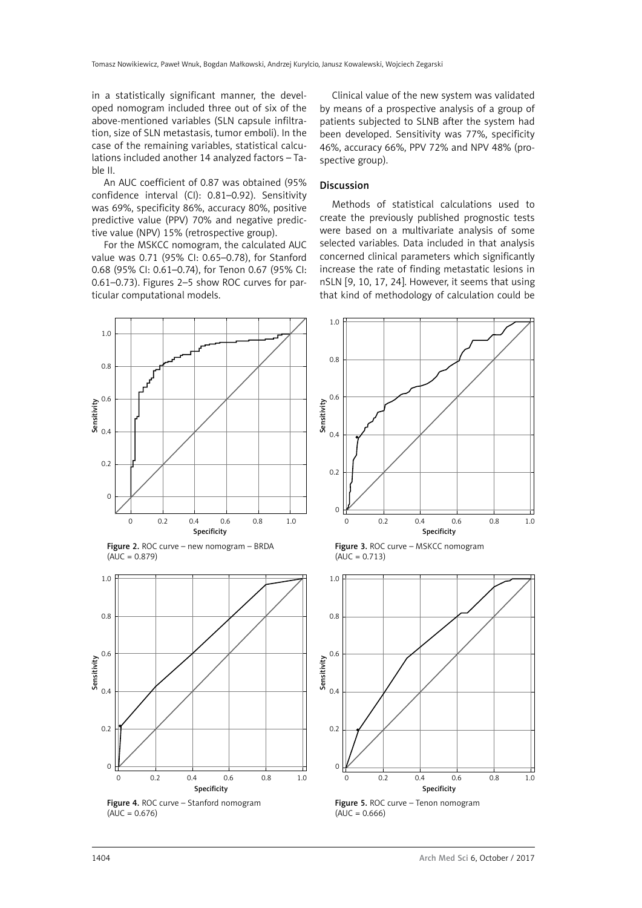in a statistically significant manner, the developed nomogram included three out of six of the above-mentioned variables (SLN capsule infiltration, size of SLN metastasis, tumor emboli). In the case of the remaining variables, statistical calculations included another 14 analyzed factors – Table II.

An AUC coefficient of 0.87 was obtained (95% confidence interval (CI): 0.81–0.92). Sensitivity was 69%, specificity 86%, accuracy 80%, positive predictive value (PPV) 70% and negative predictive value (NPV) 15% (retrospective group).

For the MSKCC nomogram, the calculated AUC value was 0.71 (95% CI: 0.65–0.78), for Stanford 0.68 (95% CI: 0.61–0.74), for Tenon 0.67 (95% CI: 0.61–0.73). Figures 2–5 show ROC curves for particular computational models.

Clinical value of the new system was validated by means of a prospective analysis of a group of patients subjected to SLNB after the system had been developed. Sensitivity was 77%, specificity 46%, accuracy 66%, PPV 72% and NPV 48% (prospective group).

## Discussion

Methods of statistical calculations used to create the previously published prognostic tests were based on a multivariate analysis of some selected variables. Data included in that analysis concerned clinical parameters which significantly increase the rate of finding metastatic lesions in nSLN [9, 10, 17, 24]. However, it seems that using that kind of methodology of calculation could be

Figure 2. ROC curve – new nomogram – BRDA (AUC = 0.879)

Figure 3. ROC curve – MSKCC nomogram (AUC = 0.713)

Figure 4. ROC curve – Stanford nomogram (AUC = 0.676)

Figure 5. ROC curve – Tenon nomogram (AUC = 0.666)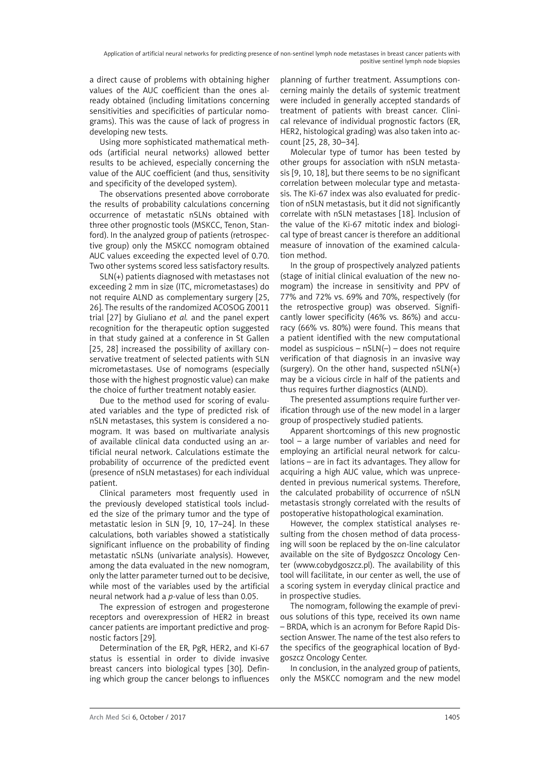a direct cause of problems with obtaining higher values of the AUC coefficient than the ones already obtained (including limitations concerning sensitivities and specificities of particular nomograms). This was the cause of lack of progress in developing new tests.

Using more sophisticated mathematical methods (artificial neural networks) allowed better results to be achieved, especially concerning the value of the AUC coefficient (and thus, sensitivity and specificity of the developed system).

The observations presented above corroborate the results of probability calculations concerning occurrence of metastatic nSLNs obtained with three other prognostic tools (MSKCC, Tenon, Stanford). In the analyzed group of patients (retrospective group) only the MSKCC nomogram obtained AUC values exceeding the expected level of 0.70. Two other systems scored less satisfactory results.

SLN(+) patients diagnosed with metastases not exceeding 2 mm in size (ITC, micrometastases) do not require ALND as complementary surgery [25, 26]. The results of the randomized ACOSOG Z0011 trial [27] by Giuliano *et al.* and the panel expert recognition for the therapeutic option suggested in that study gained at a conference in St Gallen [25, 28] increased the possibility of axillary conservative treatment of selected patients with SLN micrometastases. Use of nomograms (especially those with the highest prognostic value) can make the choice of further treatment notably easier.

Due to the method used for scoring of evaluated variables and the type of predicted risk of nSLN metastases, this system is considered a nomogram. It was based on multivariate analysis of available clinical data conducted using an artificial neural network. Calculations estimate the probability of occurrence of the predicted event (presence of nSLN metastases) for each individual patient.

Clinical parameters most frequently used in the previously developed statistical tools included the size of the primary tumor and the type of metastatic lesion in SLN [9, 10, 17–24]. In these calculations, both variables showed a statistically significant influence on the probability of finding metastatic nSLNs (univariate analysis). However, among the data evaluated in the new nomogram, only the latter parameter turned out to be decisive, while most of the variables used by the artificial neural network had a *p*-value of less than 0.05.

The expression of estrogen and progesterone receptors and overexpression of HER2 in breast cancer patients are important predictive and prognostic factors [29].

Determination of the ER, PgR, HER2, and Ki-67 status is essential in order to divide invasive breast cancers into biological types [30]. Defining which group the cancer belongs to influences planning of further treatment. Assumptions concerning mainly the details of systemic treatment were included in generally accepted standards of treatment of patients with breast cancer. Clinical relevance of individual prognostic factors (ER, HER2, histological grading) was also taken into account [25, 28, 30–34].

Molecular type of tumor has been tested by other groups for association with nSLN metastasis [9, 10, 18], but there seems to be no significant correlation between molecular type and metastasis. The Ki-67 index was also evaluated for prediction of nSLN metastasis, but it did not significantly correlate with nSLN metastases [18]. Inclusion of the value of the Ki-67 mitotic index and biological type of breast cancer is therefore an additional measure of innovation of the examined calculation method.

In the group of prospectively analyzed patients (stage of initial clinical evaluation of the new nomogram) the increase in sensitivity and PPV of 77% and 72% vs. 69% and 70%, respectively (for the retrospective group) was observed. Significantly lower specificity (46% vs. 86%) and accuracy (66% vs. 80%) were found. This means that a patient identified with the new computational model as suspicious – nSLN(–) – does not require verification of that diagnosis in an invasive way (surgery). On the other hand, suspected nSLN(+) may be a vicious circle in half of the patients and thus requires further diagnostics (ALND).

The presented assumptions require further verification through use of the new model in a larger group of prospectively studied patients.

Apparent shortcomings of this new prognostic tool – a large number of variables and need for employing an artificial neural network for calculations – are in fact its advantages. They allow for acquiring a high AUC value, which was unprecedented in previous numerical systems. Therefore, the calculated probability of occurrence of nSLN metastasis strongly correlated with the results of postoperative histopathological examination.

However, the complex statistical analyses resulting from the chosen method of data processing will soon be replaced by the on-line calculator available on the site of Bydgoszcz Oncology Center (www.cobydgoszcz.pl). The availability of this tool will facilitate, in our center as well, the use of a scoring system in everyday clinical practice and in prospective studies.

The nomogram, following the example of previous solutions of this type, received its own name – BRDA, which is an acronym for Before Rapid Dissection Answer. The name of the test also refers to the specifics of the geographical location of Bydgoszcz Oncology Center.

In conclusion, in the analyzed group of patients, only the MSKCC nomogram and the new model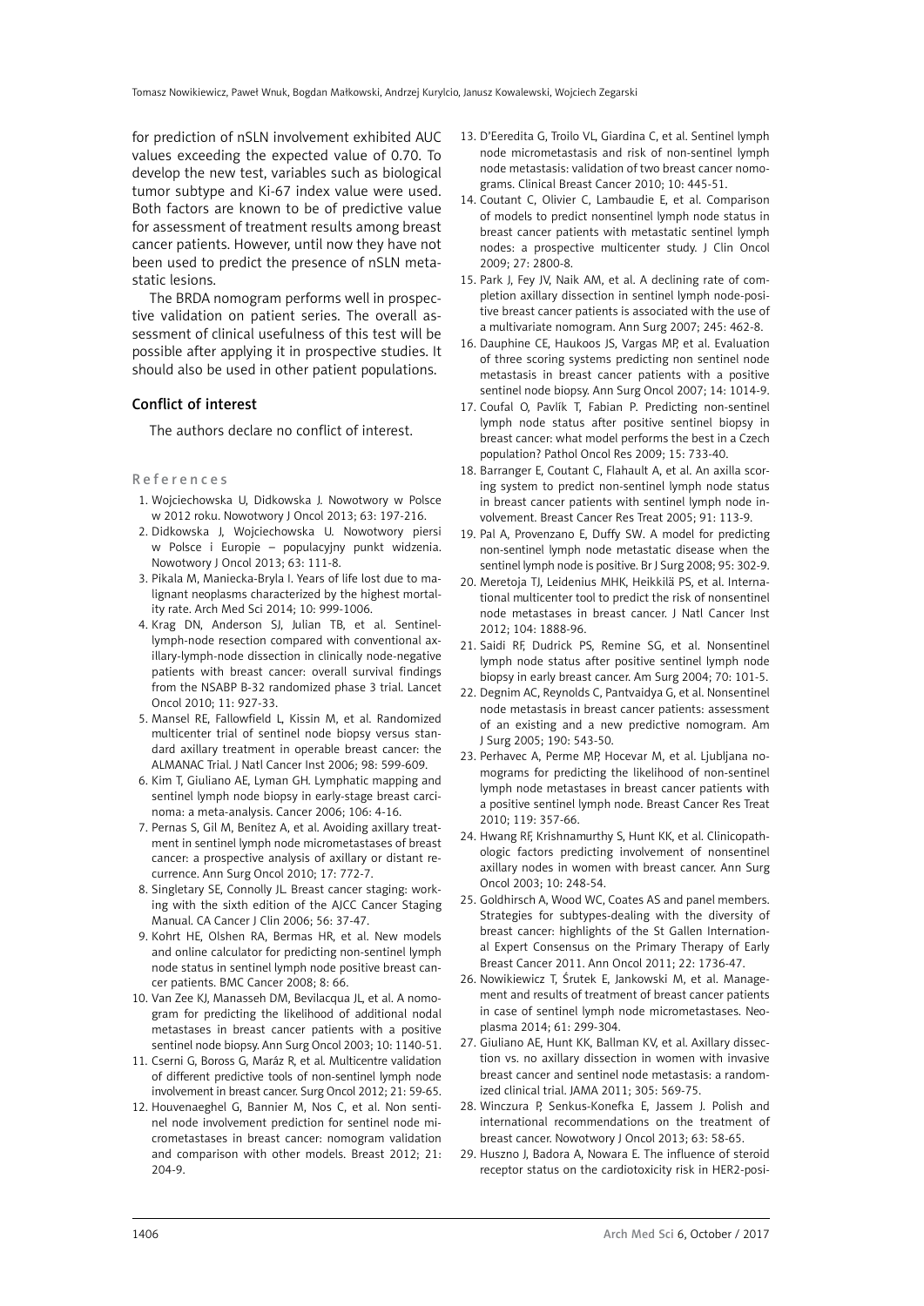for prediction of nSLN involvement exhibited AUC values exceeding the expected value of 0.70. To develop the new test, variables such as biological tumor subtype and Ki-67 index value were used. Both factors are known to be of predictive value for assessment of treatment results among breast cancer patients. However, until now they have not been used to predict the presence of nSLN metastatic lesions.

The BRDA nomogram performs well in prospective validation on patient series. The overall assessment of clinical usefulness of this test will be possible after applying it in prospective studies. It should also be used in other patient populations.

## Conflict of interest

The authors declare no conflict of interest.

## References

1. Wojciechowska U, Didkowska J. Nowotwory w Polsce w 2012 roku. Nowotwory J Oncol 2013; 63: 197-216.
2. Didkowska J, Wojciechowska U. Nowotwory piersi w Polsce i Europie – populacyjny punkt widzenia. Nowotwory J Oncol 2013; 63: 111-8.
3. Pikala M, Maniecka-Bryla I. Years of life lost due to malignant neoplasms characterized by the highest mortality rate. Arch Med Sci 2014; 10: 999-1006.
4. Krag DN, Anderson SJ, Julian TB, et al. Sentinel-lymph-node resection compared with conventional axillary-lymph-node dissection in clinically node-negative patients with breast cancer: overall survival findings from the NSABP B-32 randomized phase 3 trial. Lancet Oncol 2010; 11: 927-33.
5. Mansel RE, Fallowfield L, Kissin M, et al. Randomized multicenter trial of sentinel node biopsy versus standard axillary treatment in operable breast cancer: the ALMANAC Trial. J Natl Cancer Inst 2006; 98: 599-609.
6. Kim T, Giuliano AE, Lyman GH. Lymphatic mapping and sentinel lymph node biopsy in early-stage breast carcinoma: a meta-analysis. Cancer 2006; 106: 4-16.
7. Pernas S, Gil M, Benítez A, et al. Avoiding axillary treatment in sentinel lymph node micrometastases of breast cancer: a prospective analysis of axillary or distant recurrence. Ann Surg Oncol 2010; 17: 772-7.
8. Singletary SE, Connolly JL. Breast cancer staging: working with the sixth edition of the AJCC Cancer Staging Manual. CA Cancer J Clin 2006; 56: 37-47.
9. Kohrt HE, Olshen RA, Bermas HR, et al. New models and online calculator for predicting non-sentinel lymph node status in sentinel lymph node positive breast cancer patients. BMC Cancer 2008; 8: 66.
10. Van Zee KJ, Manasseh DM, Bevilacqua JL, et al. A nomogram for predicting the likelihood of additional nodal metastases in breast cancer patients with a positive sentinel node biopsy. Ann Surg Oncol 2003; 10: 1140-51.
11. Cserni G, Boross G, Maráz R, et al. Multicentre validation of different predictive tools of non-sentinel lymph node involvement in breast cancer. Surg Oncol 2012; 21: 59-65.
12. Houvenaeghel G, Bannier M, Nos C, et al. Non sentinel node involvement prediction for sentinel node micrometastases in breast cancer: nomogram validation and comparison with other models. Breast 2012; 21: 204-9.
13. D'Eeredita G, Troilo VL, Giardina C, et al. Sentinel lymph node micrometastasis and risk of non-sentinel lymph node metastasis: validation of two breast cancer nomograms. Clinical Breast Cancer 2010; 10: 445-51.
14. Coutant C, Olivier C, Lambaudie E, et al. Comparison of models to predict nonsentinel lymph node status in breast cancer patients with metastatic sentinel lymph nodes: a prospective multicenter study. J Clin Oncol 2009; 27: 2800-8.
15. Park J, Fey JV, Naik AM, et al. A declining rate of completion axillary dissection in sentinel lymph node-positive breast cancer patients is associated with the use of a multivariate nomogram. Ann Surg 2007; 245: 462-8.
16. Dauphine CE, Haukoos JS, Vargas MP, et al. Evaluation of three scoring systems predicting non sentinel node metastasis in breast cancer patients with a positive sentinel node biopsy. Ann Surg Oncol 2007; 14: 1014-9.
17. Coufal O, Pavlík T, Fabian P. Predicting non-sentinel lymph node status after positive sentinel biopsy in breast cancer: what model performs the best in a Czech population? Pathol Oncol Res 2009; 15: 733-40.
18. Barranger E, Coutant C, Flahault A, et al. An axilla scoring system to predict non-sentinel lymph node status in breast cancer patients with sentinel lymph node involvement. Breast Cancer Res Treat 2005; 91: 113-9.
19. Pal A, Provenzano E, Duffy SW. A model for predicting non-sentinel lymph node metastatic disease when the sentinel lymph node is positive. Br J Surg 2008; 95: 302-9.
20. Meretoja TJ, Leidenius MHK, Heikkilä PS, et al. International multicenter tool to predict the risk of nonsentinel node metastases in breast cancer. J Natl Cancer Inst 2012; 104: 1888-96.
21. Saidi RF, Dudrick PS, Remine SG, et al. Nonsentinel lymph node status after positive sentinel lymph node biopsy in early breast cancer. Am Surg 2004; 70: 101-5.
22. Degnim AC, Reynolds C, Pantvaidya G, et al. Nonsentinel node metastasis in breast cancer patients: assessment of an existing and a new predictive nomogram. Am J Surg 2005; 190: 543-50.
23. Perhavec A, Perme MP, Hocevar M, et al. Ljubljana nomograms for predicting the likelihood of non-sentinel lymph node metastases in breast cancer patients with a positive sentinel lymph node. Breast Cancer Res Treat 2010; 119: 357-66.
24. Hwang RF, Krishnamurthy S, Hunt KK, et al. Clinicopathologic factors predicting involvement of nonsentinel axillary nodes in women with breast cancer. Ann Surg Oncol 2003; 10: 248-54.
25. Goldhirsch A, Wood WC, Coates AS and panel members. Strategies for subtypes-dealing with the diversity of breast cancer: highlights of the St Gallen International Expert Consensus on the Primary Therapy of Early Breast Cancer 2011. Ann Oncol 2011; 22: 1736-47.
26. Nowikiewicz T, Śrutek E, Jankowski M, et al. Management and results of treatment of breast cancer patients in case of sentinel lymph node micrometastases. Neoplasma 2014; 61: 299-304.
27. Giuliano AE, Hunt KK, Ballman KV, et al. Axillary dissection vs. no axillary dissection in women with invasive breast cancer and sentinel node metastasis: a randomized clinical trial. JAMA 2011; 305: 569-75.
28. Winczura P, Senkus-Konefka E, Jassem J. Polish and international recommendations on the treatment of breast cancer. Nowotwory J Oncol 2013; 63: 58-65.
29. Huszno J, Badora A, Nowara E. The influence of steroid receptor status on the cardiotoxicity risk in HER2-posi-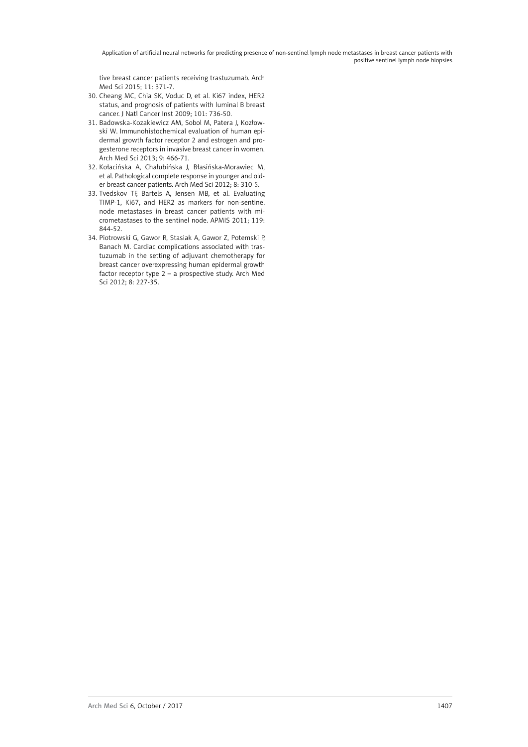tive breast cancer patients receiving trastuzumab. Arch Med Sci 2015; 11: 371-7.

30. Cheang MC, Chia SK, Voduc D, et al. Ki67 index, HER2 status, and prognosis of patients with luminal B breast cancer. J Natl Cancer Inst 2009; 101: 736-50.
31. Badowska-Kozakiewicz AM, Sobol M, Patera J, Kozłowski W. Immunohistochemical evaluation of human epidermal growth factor receptor 2 and estrogen and progesterone receptors in invasive breast cancer in women. Arch Med Sci 2013; 9: 466-71.
32. Kołacińska A, Chałubińska J, Błasińska-Morawiec M, et al. Pathological complete response in younger and older breast cancer patients. Arch Med Sci 2012; 8: 310-5.
33. Tvedskov TF, Bartels A, Jensen MB, et al. Evaluating TIMP-1, Ki67, and HER2 as markers for non-sentinel node metastases in breast cancer patients with micrometastases to the sentinel node. APMIS 2011; 119: 844-52.
34. Piotrowski G, Gawor R, Stasiak A, Gawor Z, Potemski P, Banach M. Cardiac complications associated with trastuzumab in the setting of adjuvant chemotherapy for breast cancer overexpressing human epidermal growth factor receptor type 2 – a prospective study. Arch Med Sci 2012; 8: 227-35.